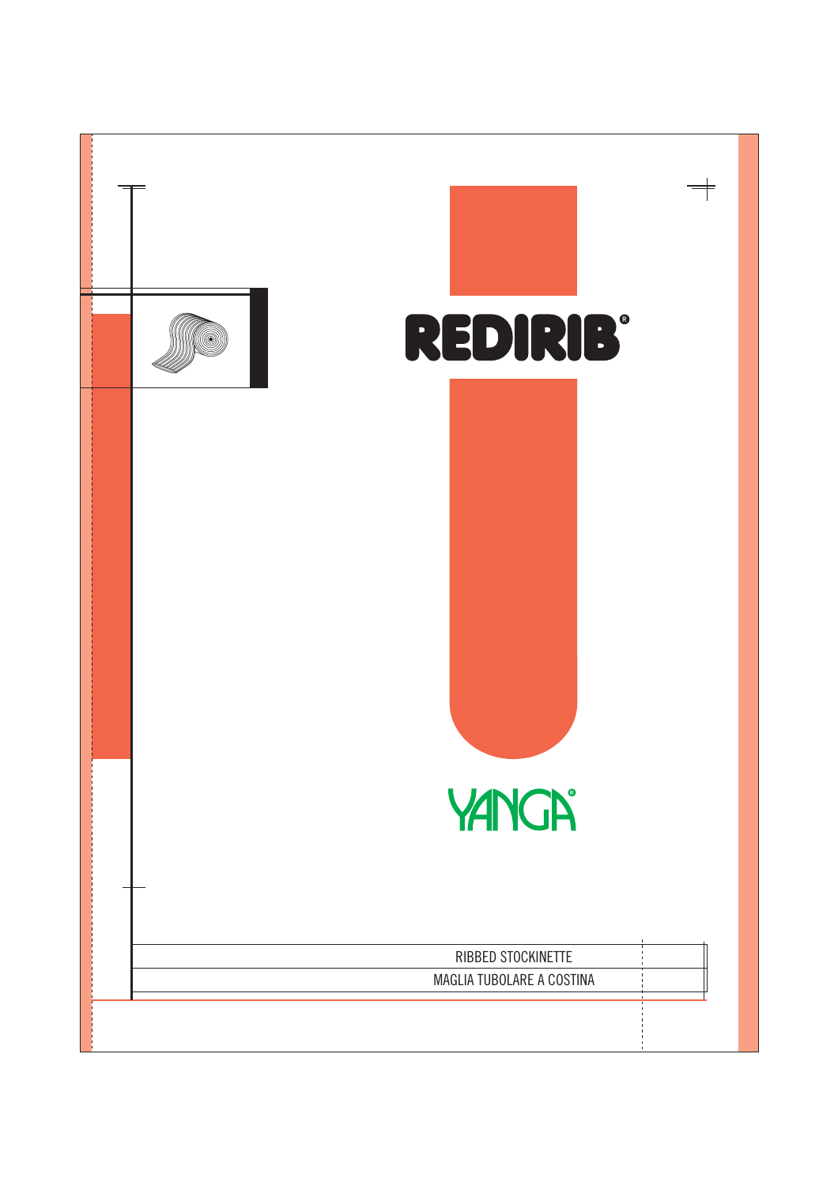# REDIRIB®

YANGA®

RIBBED STOCKINETTE

MAGLIA TUBOLARE A COSTINA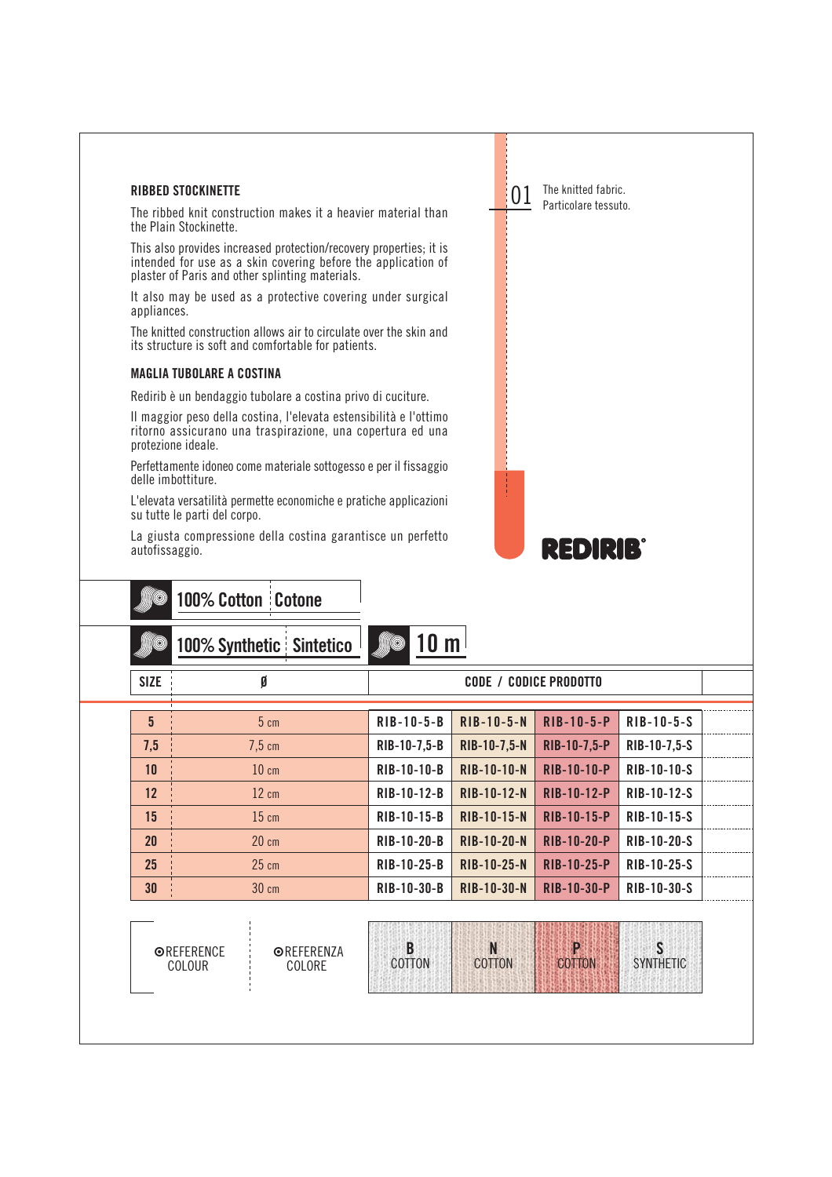## RIBBED STOCKINETTE

The ribbed knit construction makes it a heavier material than the Plain Stockinette.

This also provides increased protection/recovery properties; it is intended for use as a skin covering before the application of plaster of Paris and other splinting materials.

It also may be used as a protective covering under surgical appliances.

The knitted construction allows air to circulate over the skin and its structure is soft and comfortable for patients.

## MAGLIA TUBOLARE A COSTINA

Redirib è un bendaggio tubolare a costina privo di cuciture.

Il maggior peso della costina, l'elevata estensibilità e l'ottimo ritorno assicurano una traspirazione, una copertura ed una protezione ideale.

Perfettamente idoneo come materiale sottogesso e per il fissaggio delle imbottiture.

L'elevata versatilità permette economiche e pratiche applicazioni su tutte le parti del corpo.

La giusta compressione della costina garantisce un perfetto autofissaggio.

01 The knitted fabric. Particolare tessuto.

REDIRIB®

100% Cotton | Cotone

100% Synthetic | Sintetico

10 m

| SIZE | Ø | CODE / CODICE PRODOTTO | | | |
|---|---|---|---|---|---|
| 5 | 5 cm | RIB-10-5-B | RIB-10-5-N | RIB-10-5-P | RIB-10-5-S |
| 7,5 | 7,5 cm | RIB-10-7,5-B | RIB-10-7,5-N | RIB-10-7,5-P | RIB-10-7,5-S |
| 10 | 10 cm | RIB-10-10-B | RIB-10-10-N | RIB-10-10-P | RIB-10-10-S |
| 12 | 12 cm | RIB-10-12-B | RIB-10-12-N | RIB-10-12-P | RIB-10-12-S |
| 15 | 15 cm | RIB-10-15-B | RIB-10-15-N | RIB-10-15-P | RIB-10-15-S |
| 20 | 20 cm | RIB-10-20-B | RIB-10-20-N | RIB-10-20-P | RIB-10-20-S |
| 25 | 25 cm | RIB-10-25-B | RIB-10-25-N | RIB-10-25-P | RIB-10-25-S |
| 30 | 30 cm | RIB-10-30-B | RIB-10-30-N | RIB-10-30-P | RIB-10-30-S |
| REFERENCE COLOUR | REFERENZA COLORE | B COTTON | N COTTON | P COTTON | S SYNTHETIC |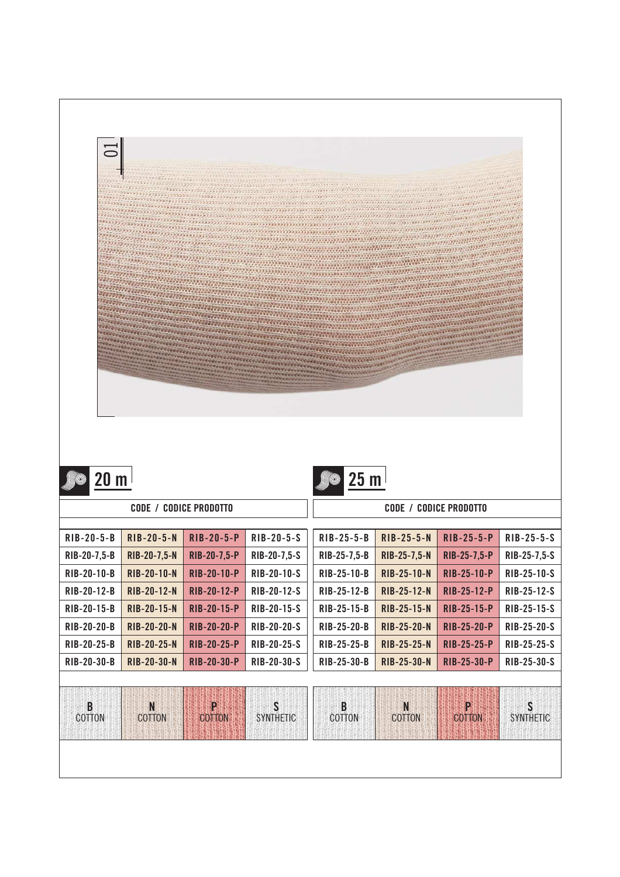01

## 20 m

| CODE / CODICE PRODOTTO | | | |
|---|---|---|---|
| RIB-20-5-B | RIB-20-5-N | RIB-20-5-P | RIB-20-5-S |
| RIB-20-7,5-B | RIB-20-7,5-N | RIB-20-7,5-P | RIB-20-7,5-S |
| RIB-20-10-B | RIB-20-10-N | RIB-20-10-P | RIB-20-10-S |
| RIB-20-12-B | RIB-20-12-N | RIB-20-12-P | RIB-20-12-S |
| RIB-20-15-B | RIB-20-15-N | RIB-20-15-P | RIB-20-15-S |
| RIB-20-20-B | RIB-20-20-N | RIB-20-20-P | RIB-20-20-S |
| RIB-20-25-B | RIB-20-25-N | RIB-20-25-P | RIB-20-25-S |
| RIB-20-30-B | RIB-20-30-N | RIB-20-30-P | RIB-20-30-S |
| B COTTON | N COTTON | P COTTON | S SYNTHETIC |

## 25 m

| CODE / CODICE PRODOTTO | | | |
|---|---|---|---|
| RIB-25-5-B | RIB-25-5-N | RIB-25-5-P | RIB-25-5-S |
| RIB-25-7,5-B | RIB-25-7,5-N | RIB-25-7,5-P | RIB-25-7,5-S |
| RIB-25-10-B | RIB-25-10-N | RIB-25-10-P | RIB-25-10-S |
| RIB-25-12-B | RIB-25-12-N | RIB-25-12-P | RIB-25-12-S |
| RIB-25-15-B | RIB-25-15-N | RIB-25-15-P | RIB-25-15-S |
| RIB-25-20-B | RIB-25-20-N | RIB-25-20-P | RIB-25-20-S |
| RIB-25-25-B | RIB-25-25-N | RIB-25-25-P | RIB-25-25-S |
| RIB-25-30-B | RIB-25-30-N | RIB-25-30-P | RIB-25-30-S |
| B COTTON | N COTTON | P COTTON | S SYNTHETIC |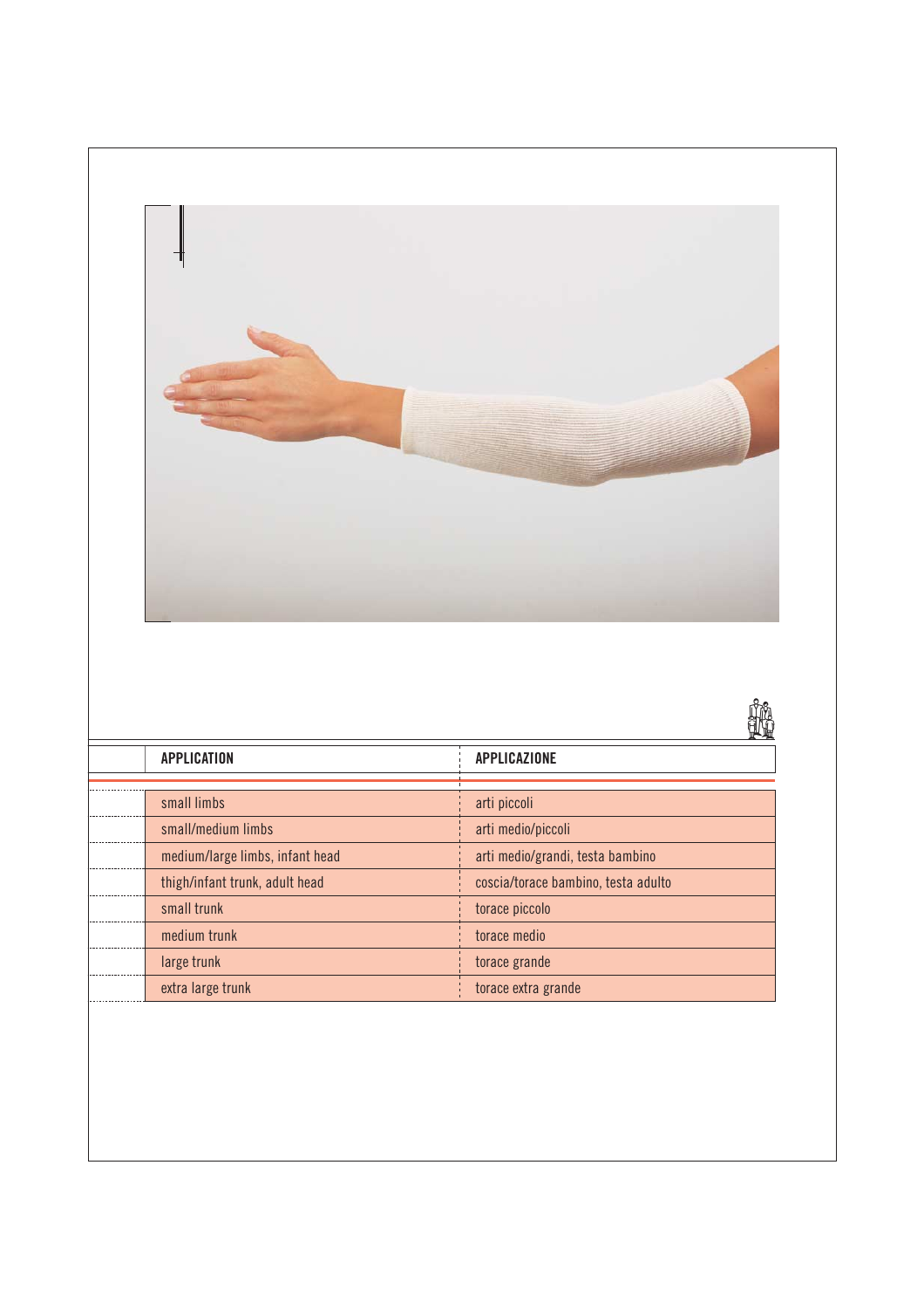| | APPLICATION | APPLICAZIONE |
|---|---|---|
| | small limbs | arti piccoli |
| | small/medium limbs | arti medio/piccoli |
| | medium/large limbs, infant head | arti medio/grandi, testa bambino |
| | thigh/infant trunk, adult head | coscia/torace bambino, testa adulto |
| | small trunk | torace piccolo |
| | medium trunk | torace medio |
| | large trunk | torace grande |
| | extra large trunk | torace extra grande |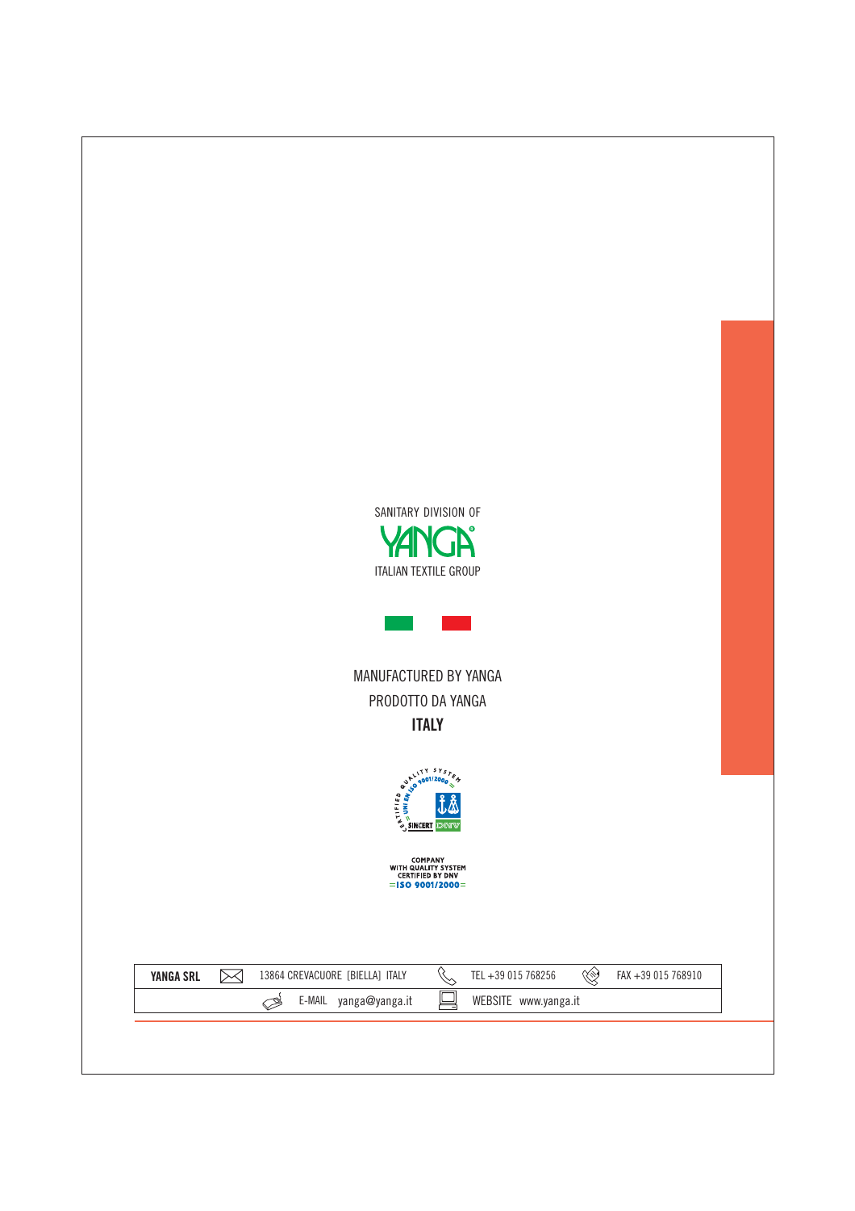SANITARY DIVISION OF

YANGA®

ITALIAN TEXTILE GROUP

MANUFACTURED BY YANGA

PRODOTTO DA YANGA

**ITALY**

CERTIFIED QUALITY SYSTEM UNI EN ISO 9001/2000 SINCERT DNV

COMPANY
WITH QUALITY SYSTEM
CERTIFIED BY DNV
=ISO 9001/2000=

| | | | | |
|---|---|---|---|---|
| **YANGA SRL** | 13864 CREVACUORE [BIELLA] ITALY | TEL +39 015 768256 | FAX +39 015 768910 |
| | E-MAIL yanga@yanga.it | WEBSITE www.yanga.it | | |